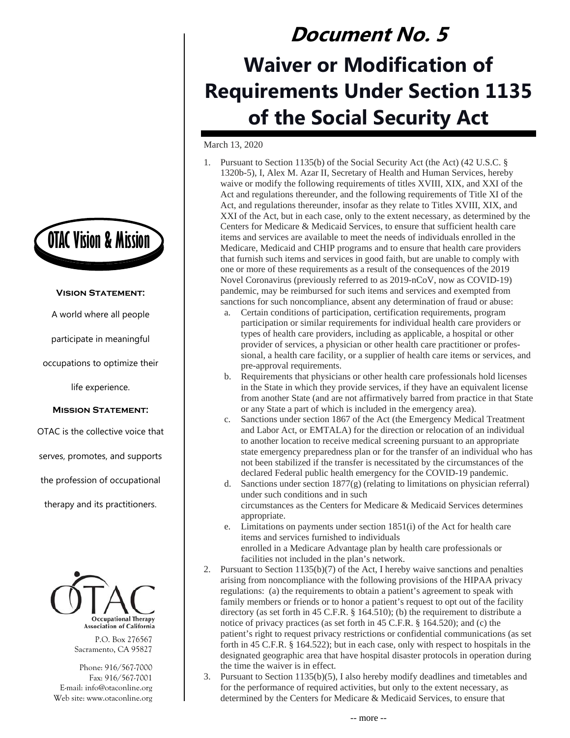# Document No. 5

# Waiver or Modification of Requirements Under Section 1135 of the Social Security Act

March 13, 2020

1. Pursuant to Section 1135(b) of the Social Security Act (the Act) (42 U.S.C. § 1320b-5), I, Alex M. Azar II, Secretary of Health and Human Services, hereby waive or modify the following requirements of titles XVIII, XIX, and XXI of the Act and regulations thereunder, and the following requirements of Title XI of the Act, and regulations thereunder, insofar as they relate to Titles XVIII, XIX, and XXI of the Act, but in each case, only to the extent necessary, as determined by the Centers for Medicare & Medicaid Services, to ensure that sufficient health care items and services are available to meet the needs of individuals enrolled in the Medicare, Medicaid and CHIP programs and to ensure that health care providers that furnish such items and services in good faith, but are unable to comply with one or more of these requirements as a result of the consequences of the 2019 Novel Coronavirus (previously referred to as 2019-nCoV, now as COVID-19) pandemic, may be reimbursed for such items and services and exempted from sanctions for such noncompliance, absent any determination of fraud or abuse:
   a. Certain conditions of participation, certification requirements, program participation or similar requirements for individual health care providers or types of health care providers, including as applicable, a hospital or other provider of services, a physician or other health care practitioner or professional, a health care facility, or a supplier of health care items or services, and pre-approval requirements.
   b. Requirements that physicians or other health care professionals hold licenses in the State in which they provide services, if they have an equivalent license from another State (and are not affirmatively barred from practice in that State or any State a part of which is included in the emergency area).
   c. Sanctions under section 1867 of the Act (the Emergency Medical Treatment and Labor Act, or EMTALA) for the direction or relocation of an individual to another location to receive medical screening pursuant to an appropriate state emergency preparedness plan or for the transfer of an individual who has not been stabilized if the transfer is necessitated by the circumstances of the declared Federal public health emergency for the COVID-19 pandemic.
   d. Sanctions under section 1877(g) (relating to limitations on physician referral) under such conditions and in such circumstances as the Centers for Medicare & Medicaid Services determines appropriate.
   e. Limitations on payments under section 1851(i) of the Act for health care items and services furnished to individuals enrolled in a Medicare Advantage plan by health care professionals or facilities not included in the plan's network.
2. Pursuant to Section 1135(b)(7) of the Act, I hereby waive sanctions and penalties arising from noncompliance with the following provisions of the HIPAA privacy regulations: (a) the requirements to obtain a patient's agreement to speak with family members or friends or to honor a patient's request to opt out of the facility directory (as set forth in 45 C.F.R. § 164.510); (b) the requirement to distribute a notice of privacy practices (as set forth in 45 C.F.R. § 164.520); and (c) the patient's right to request privacy restrictions or confidential communications (as set forth in 45 C.F.R. § 164.522); but in each case, only with respect to hospitals in the designated geographic area that have hospital disaster protocols in operation during the time the waiver is in effect.
3. Pursuant to Section 1135(b)(5), I also hereby modify deadlines and timetables and for the performance of required activities, but only to the extent necessary, as determined by the Centers for Medicare & Medicaid Services, to ensure that

-- more --

## OTAC Vision & Mission

**Vision Statement:**

A world where all people participate in meaningful occupations to optimize their life experience.

**Mission Statement:**

OTAC is the collective voice that serves, promotes, and supports the profession of occupational therapy and its practitioners.

OTAC
Occupational Therapy Association of California

P.O. Box 276567
Sacramento, CA 95827

Phone: 916/567-7000
Fax: 916/567-7001
E-mail: info@otaconline.org
Web site: www.otaconline.org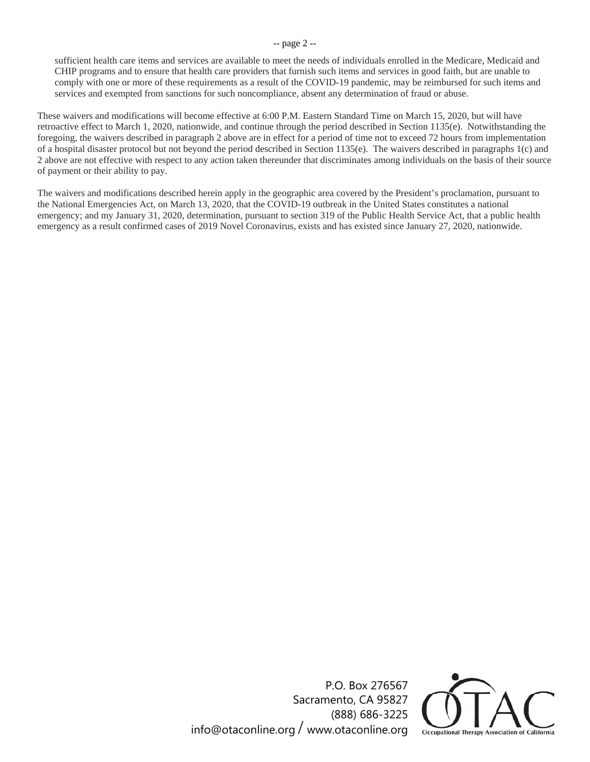sufficient health care items and services are available to meet the needs of individuals enrolled in the Medicare, Medicaid and CHIP programs and to ensure that health care providers that furnish such items and services in good faith, but are unable to comply with one or more of these requirements as a result of the COVID-19 pandemic, may be reimbursed for such items and services and exempted from sanctions for such noncompliance, absent any determination of fraud or abuse.

These waivers and modifications will become effective at 6:00 P.M. Eastern Standard Time on March 15, 2020, but will have retroactive effect to March 1, 2020, nationwide, and continue through the period described in Section 1135(e). Notwithstanding the foregoing, the waivers described in paragraph 2 above are in effect for a period of time not to exceed 72 hours from implementation of a hospital disaster protocol but not beyond the period described in Section 1135(e). The waivers described in paragraphs 1(c) and 2 above are not effective with respect to any action taken thereunder that discriminates among individuals on the basis of their source of payment or their ability to pay.

The waivers and modifications described herein apply in the geographic area covered by the President's proclamation, pursuant to the National Emergencies Act, on March 13, 2020, that the COVID-19 outbreak in the United States constitutes a national emergency; and my January 31, 2020, determination, pursuant to section 319 of the Public Health Service Act, that a public health emergency as a result confirmed cases of 2019 Novel Coronavirus, exists and has existed since January 27, 2020, nationwide.

P.O. Box 276567
Sacramento, CA 95827
(888) 686-3225
info@otaconline.org / www.otaconline.org

OTAC
Occupational Therapy Association of California